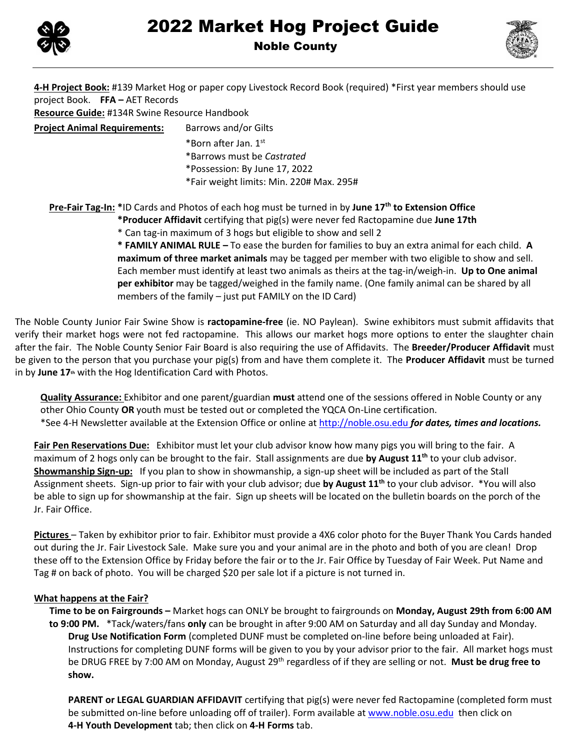# 2022 Market Hog Project Guide

## Noble County

**4-H Project Book:** #139 Market Hog or paper copy Livestock Record Book (required) *First year members should use project Book. **FFA –** AET Records

**Resource Guide:** #134R Swine Resource Handbook

**Project Animal Requirements:** Barrows and/or Gilts

- *Born after Jan. 1st
- *Barrows must be *Castrated*
- *Possession: By June 17, 2022
- *Fair weight limits: Min. 220# Max. 295#

**Pre-Fair Tag-In:** *ID Cards and Photos of each hog must be turned in by **June 17th to Extension Office**

*__Producer Affidavit__ certifying that pig(s) were never fed Ractopamine due **June 17th**

* Can tag-in maximum of 3 hogs but eligible to show and sell 2

**\* FAMILY ANIMAL RULE –** To ease the burden for families to buy an extra animal for each child. **A maximum of three market animals** may be tagged per member with two eligible to show and sell. Each member must identify at least two animals as theirs at the tag-in/weigh-in. **Up to One animal per exhibitor** may be tagged/weighed in the family name. (One family animal can be shared by all members of the family – just put FAMILY on the ID Card)

The Noble County Junior Fair Swine Show is **ractopamine-free** (ie. NO Paylean). Swine exhibitors must submit affidavits that verify their market hogs were not fed ractopamine. This allows our market hogs more options to enter the slaughter chain after the fair. The Noble County Senior Fair Board is also requiring the use of Affidavits. The **Breeder/Producer Affidavit** must be given to the person that you purchase your pig(s) from and have them complete it. The **Producer Affidavit** must be turned in by **June 17th** with the Hog Identification Card with Photos.

**Quality Assurance:** Exhibitor and one parent/guardian **must** attend one of the sessions offered in Noble County or any other Ohio County **OR** youth must be tested out or completed the YQCA On-Line certification.
*See 4-H Newsletter available at the Extension Office or online at http://noble.osu.edu ***for dates, times and locations.***

**Fair Pen Reservations Due:** Exhibitor must let your club advisor know how many pigs you will bring to the fair. A maximum of 2 hogs only can be brought to the fair. Stall assignments are due **by August 11th** to your club advisor.

**Showmanship Sign-up:** If you plan to show in showmanship, a sign-up sheet will be included as part of the Stall Assignment sheets. Sign-up prior to fair with your club advisor; due **by August 11th** to your club advisor. *You will also be able to sign up for showmanship at the fair. Sign up sheets will be located on the bulletin boards on the porch of the Jr. Fair Office.

**Pictures** – Taken by exhibitor prior to fair. Exhibitor must provide a 4X6 color photo for the Buyer Thank You Cards handed out during the Jr. Fair Livestock Sale. Make sure you and your animal are in the photo and both of you are clean! Drop these off to the Extension Office by Friday before the fair or to the Jr. Fair Office by Tuesday of Fair Week. Put Name and Tag # on back of photo. You will be charged $20 per sale lot if a picture is not turned in.

**What happens at the Fair?**

**Time to be on Fairgrounds –** Market hogs can ONLY be brought to fairgrounds on **Monday, August 29th from 6:00 AM to 9:00 PM.** *Tack/waters/fans **only** can be brought in after 9:00 AM on Saturday and all day Sunday and Monday.

**Drug Use Notification Form** (completed DUNF must be completed on-line before being unloaded at Fair). Instructions for completing DUNF forms will be given to you by your advisor prior to the fair. All market hogs must be DRUG FREE by 7:00 AM on Monday, August 29th regardless of if they are selling or not. **Must be drug free to show.**

**PARENT or LEGAL GUARDIAN AFFIDAVIT** certifying that pig(s) were never fed Ractopamine (completed form must be submitted on-line before unloading off of trailer). Form available at www.noble.osu.edu then click on **4-H Youth Development** tab; then click on **4-H Forms** tab.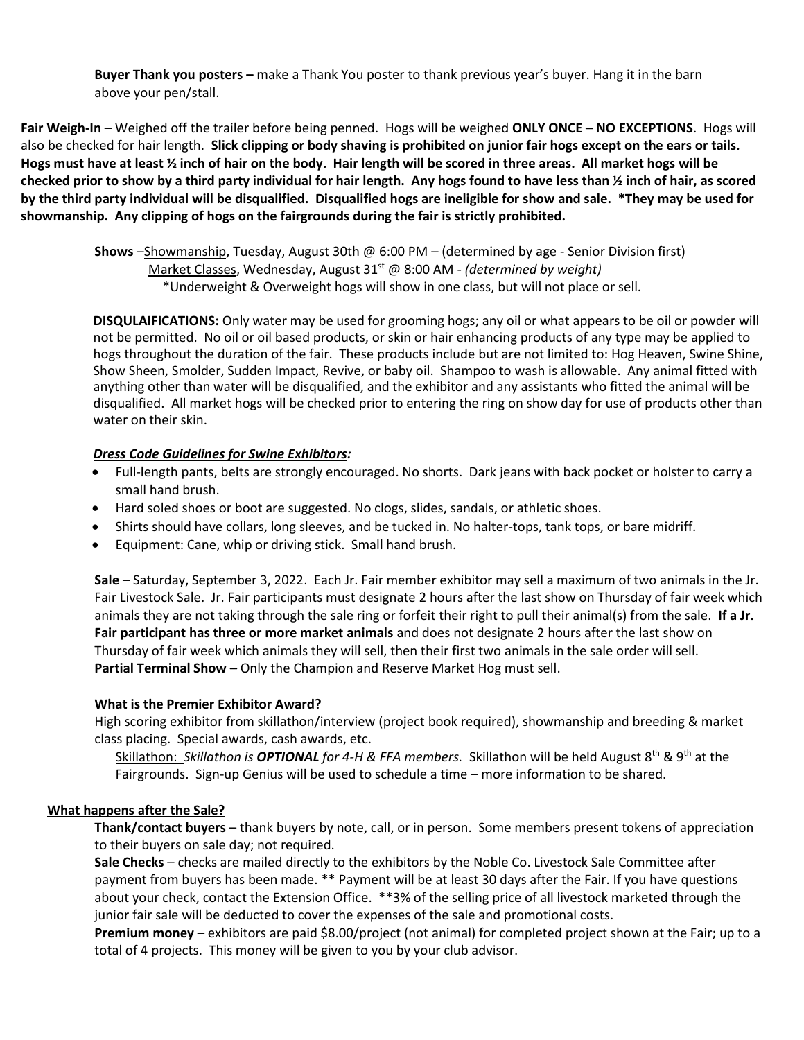**Buyer Thank you posters –** make a Thank You poster to thank previous year's buyer. Hang it in the barn above your pen/stall.

**Fair Weigh-In** – Weighed off the trailer before being penned. Hogs will be weighed **ONLY ONCE – NO EXCEPTIONS**. Hogs will also be checked for hair length. **Slick clipping or body shaving is prohibited on junior fair hogs except on the ears or tails. Hogs must have at least ½ inch of hair on the body. Hair length will be scored in three areas. All market hogs will be checked prior to show by a third party individual for hair length. Any hogs found to have less than ½ inch of hair, as scored by the third party individual will be disqualified. Disqualified hogs are ineligible for show and sale. *They may be used for showmanship. Any clipping of hogs on the fairgrounds during the fair is strictly prohibited.**

**Shows** –Showmanship, Tuesday, August 30th @ 6:00 PM – (determined by age - Senior Division first)
Market Classes, Wednesday, August 31st @ 8:00 AM - *(determined by weight)*
*Underweight & Overweight hogs will show in one class, but will not place or sell.

**DISQULAIFICATIONS:** Only water may be used for grooming hogs; any oil or what appears to be oil or powder will not be permitted. No oil or oil based products, or skin or hair enhancing products of any type may be applied to hogs throughout the duration of the fair. These products include but are not limited to: Hog Heaven, Swine Shine, Show Sheen, Smolder, Sudden Impact, Revive, or baby oil. Shampoo to wash is allowable. Any animal fitted with anything other than water will be disqualified, and the exhibitor and any assistants who fitted the animal will be disqualified. All market hogs will be checked prior to entering the ring on show day for use of products other than water on their skin.

***Dress Code Guidelines for Swine Exhibitors:***

- Full-length pants, belts are strongly encouraged. No shorts. Dark jeans with back pocket or holster to carry a small hand brush.
- Hard soled shoes or boot are suggested. No clogs, slides, sandals, or athletic shoes.
- Shirts should have collars, long sleeves, and be tucked in. No halter-tops, tank tops, or bare midriff.
- Equipment: Cane, whip or driving stick. Small hand brush.

**Sale** – Saturday, September 3, 2022. Each Jr. Fair member exhibitor may sell a maximum of two animals in the Jr. Fair Livestock Sale. Jr. Fair participants must designate 2 hours after the last show on Thursday of fair week which animals they are not taking through the sale ring or forfeit their right to pull their animal(s) from the sale. **If a Jr. Fair participant has three or more market animals** and does not designate 2 hours after the last show on Thursday of fair week which animals they will sell, then their first two animals in the sale order will sell.
**Partial Terminal Show –** Only the Champion and Reserve Market Hog must sell.

**What is the Premier Exhibitor Award?**
High scoring exhibitor from skillathon/interview (project book required), showmanship and breeding & market class placing. Special awards, cash awards, etc.
Skillathon: *Skillathon is **OPTIONAL** for 4-H & FFA members.* Skillathon will be held August 8th & 9th at the Fairgrounds. Sign-up Genius will be used to schedule a time – more information to be shared.

**What happens after the Sale?**

**Thank/contact buyers** – thank buyers by note, call, or in person. Some members present tokens of appreciation to their buyers on sale day; not required.
**Sale Checks** – checks are mailed directly to the exhibitors by the Noble Co. Livestock Sale Committee after payment from buyers has been made. ** Payment will be at least 30 days after the Fair. If you have questions about your check, contact the Extension Office. **3% of the selling price of all livestock marketed through the junior fair sale will be deducted to cover the expenses of the sale and promotional costs.
**Premium money** – exhibitors are paid $8.00/project (not animal) for completed project shown at the Fair; up to a total of 4 projects. This money will be given to you by your club advisor.